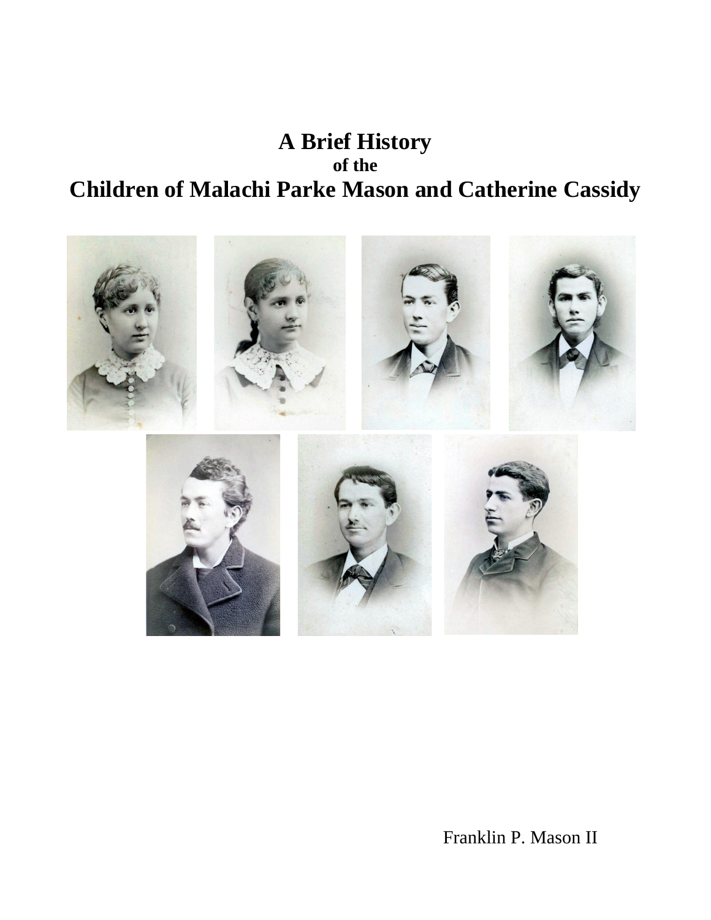# A Brief History
### of the
# Children of Malachi Parke Mason and Catherine Cassidy

Franklin P. Mason II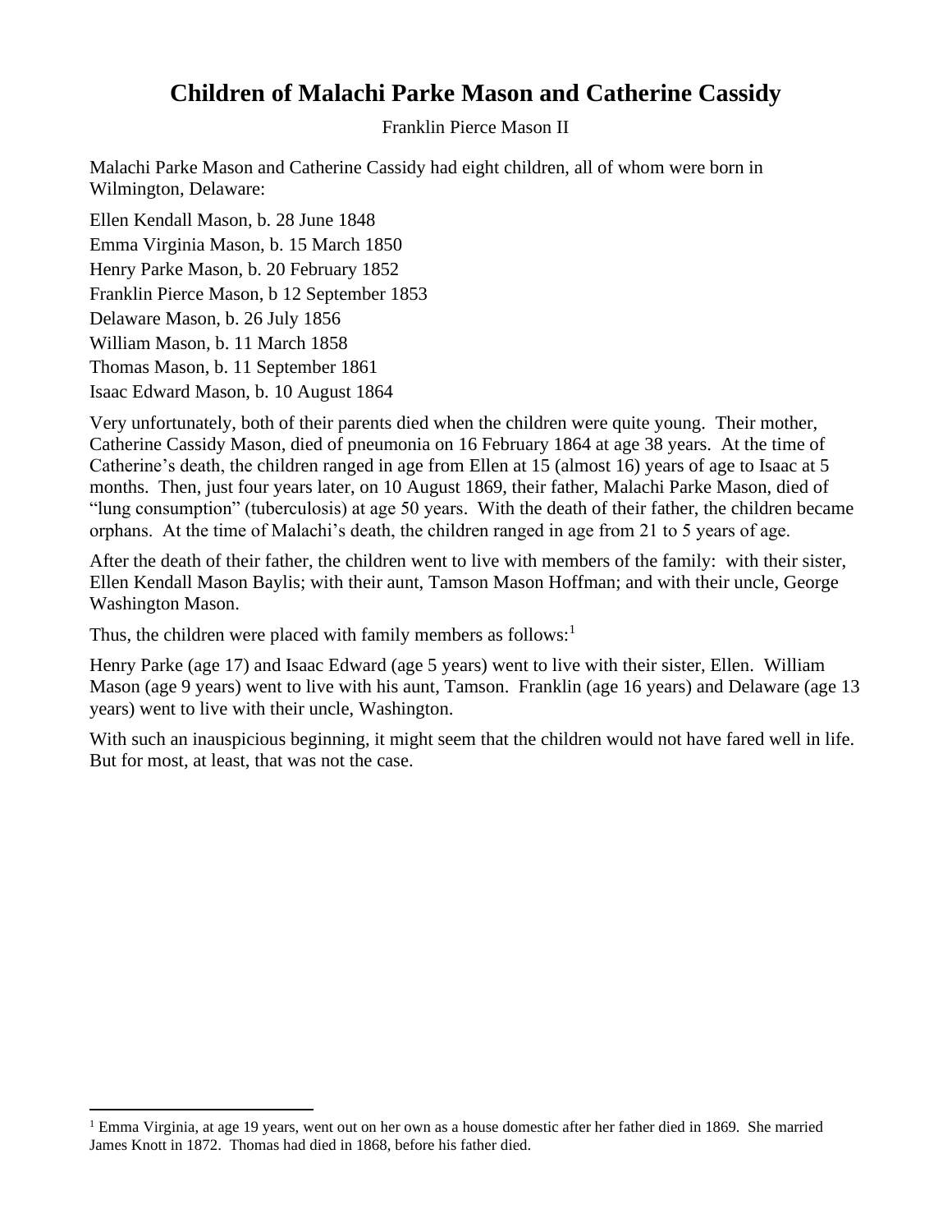# Children of Malachi Parke Mason and Catherine Cassidy

Franklin Pierce Mason II

Malachi Parke Mason and Catherine Cassidy had eight children, all of whom were born in Wilmington, Delaware:

Ellen Kendall Mason, b. 28 June 1848
Emma Virginia Mason, b. 15 March 1850
Henry Parke Mason, b. 20 February 1852
Franklin Pierce Mason, b 12 September 1853
Delaware Mason, b. 26 July 1856
William Mason, b. 11 March 1858
Thomas Mason, b. 11 September 1861
Isaac Edward Mason, b. 10 August 1864

Very unfortunately, both of their parents died when the children were quite young. Their mother, Catherine Cassidy Mason, died of pneumonia on 16 February 1864 at age 38 years. At the time of Catherine's death, the children ranged in age from Ellen at 15 (almost 16) years of age to Isaac at 5 months. Then, just four years later, on 10 August 1869, their father, Malachi Parke Mason, died of "lung consumption" (tuberculosis) at age 50 years. With the death of their father, the children became orphans. At the time of Malachi's death, the children ranged in age from 21 to 5 years of age.

After the death of their father, the children went to live with members of the family: with their sister, Ellen Kendall Mason Baylis; with their aunt, Tamson Mason Hoffman; and with their uncle, George Washington Mason.

Thus, the children were placed with family members as follows:[1]

Henry Parke (age 17) and Isaac Edward (age 5 years) went to live with their sister, Ellen. William Mason (age 9 years) went to live with his aunt, Tamson. Franklin (age 16 years) and Delaware (age 13 years) went to live with their uncle, Washington.

With such an inauspicious beginning, it might seem that the children would not have fared well in life. But for most, at least, that was not the case.

[1] Emma Virginia, at age 19 years, went out on her own as a house domestic after her father died in 1869. She married James Knott in 1872. Thomas had died in 1868, before his father died.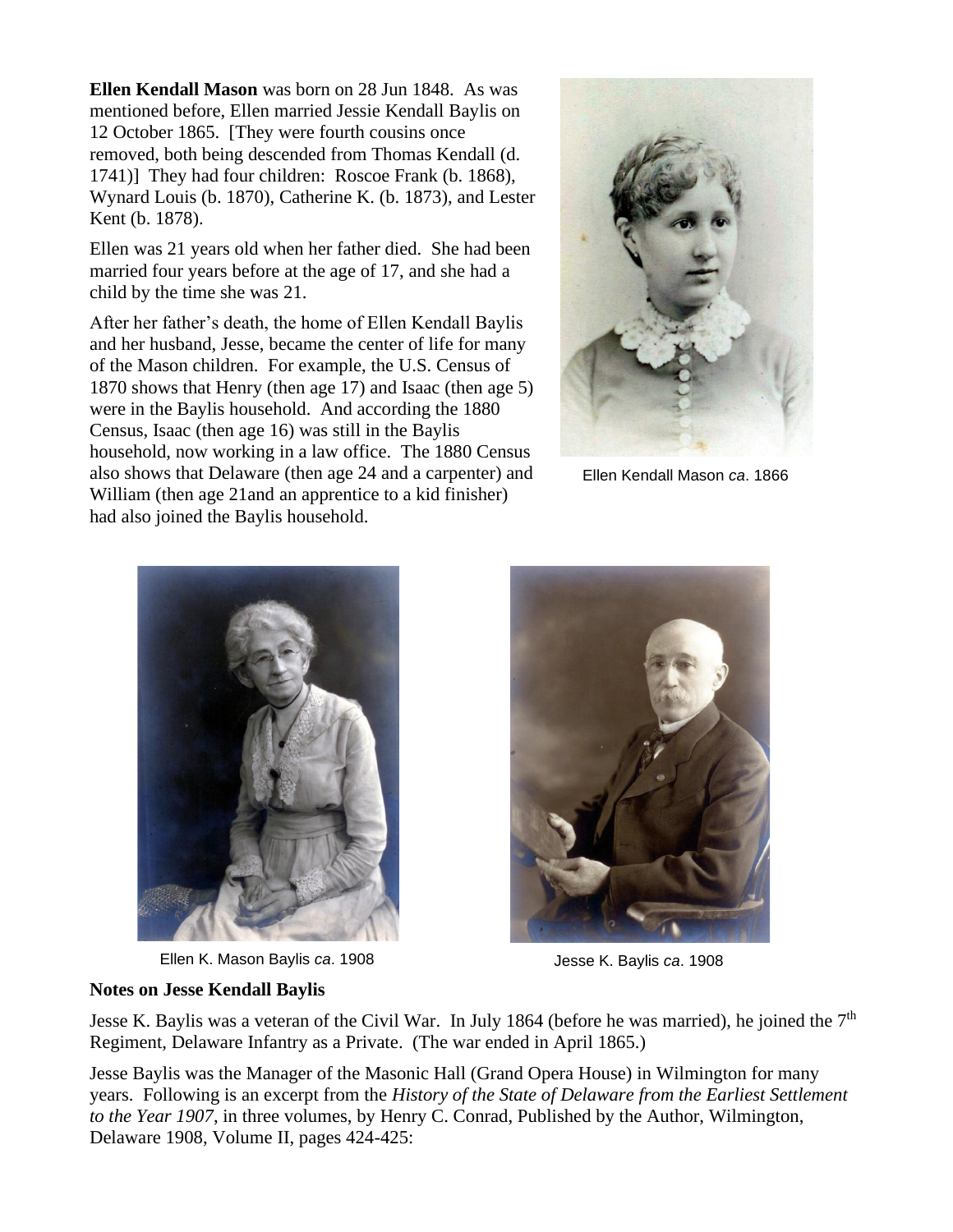**Ellen Kendall Mason** was born on 28 Jun 1848. As was mentioned before, Ellen married Jessie Kendall Baylis on 12 October 1865. [They were fourth cousins once removed, both being descended from Thomas Kendall (d. 1741)] They had four children: Roscoe Frank (b. 1868), Wynard Louis (b. 1870), Catherine K. (b. 1873), and Lester Kent (b. 1878).

Ellen was 21 years old when her father died. She had been married four years before at the age of 17, and she had a child by the time she was 21.

After her father's death, the home of Ellen Kendall Baylis and her husband, Jesse, became the center of life for many of the Mason children. For example, the U.S. Census of 1870 shows that Henry (then age 17) and Isaac (then age 5) were in the Baylis household. And according the 1880 Census, Isaac (then age 16) was still in the Baylis household, now working in a law office. The 1880 Census also shows that Delaware (then age 24 and a carpenter) and William (then age 21and an apprentice to a kid finisher) had also joined the Baylis household.

Ellen Kendall Mason *ca*. 1866

Ellen K. Mason Baylis *ca*. 1908

Jesse K. Baylis *ca*. 1908

**Notes on Jesse Kendall Baylis**

Jesse K. Baylis was a veteran of the Civil War. In July 1864 (before he was married), he joined the 7th Regiment, Delaware Infantry as a Private. (The war ended in April 1865.)

Jesse Baylis was the Manager of the Masonic Hall (Grand Opera House) in Wilmington for many years. Following is an excerpt from the *History of the State of Delaware from the Earliest Settlement to the Year 1907*, in three volumes, by Henry C. Conrad, Published by the Author, Wilmington, Delaware 1908, Volume II, pages 424-425: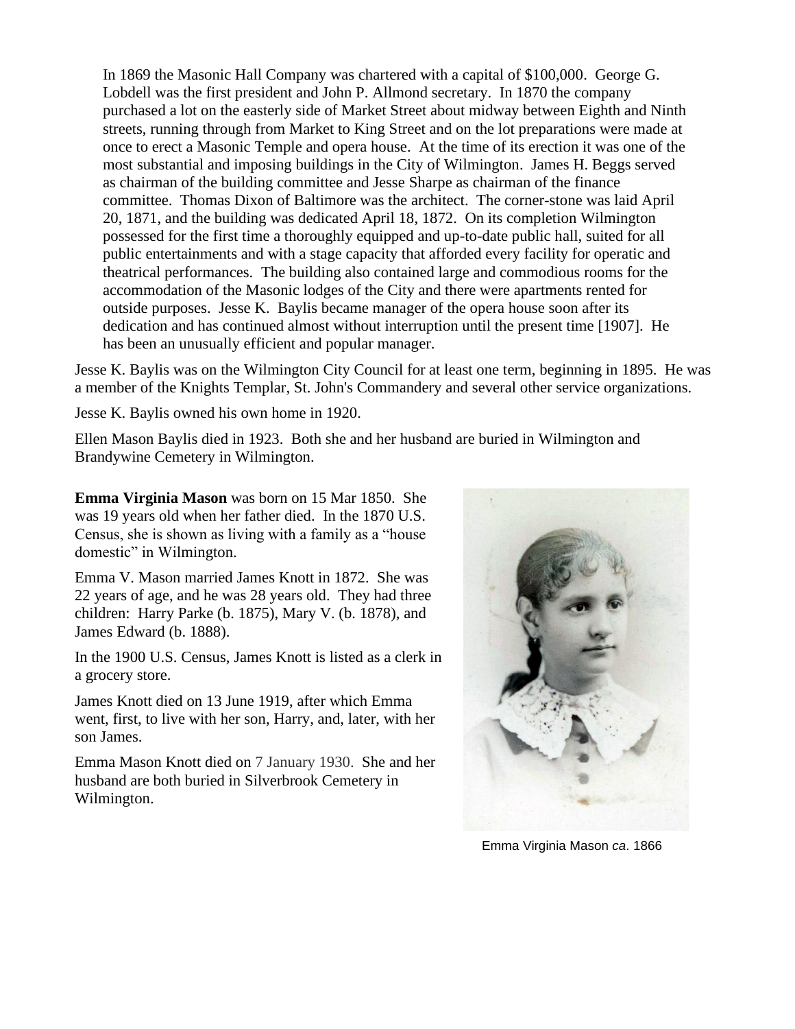> In 1869 the Masonic Hall Company was chartered with a capital of $100,000. George G. Lobdell was the first president and John P. Allmond secretary. In 1870 the company purchased a lot on the easterly side of Market Street about midway between Eighth and Ninth streets, running through from Market to King Street and on the lot preparations were made at once to erect a Masonic Temple and opera house. At the time of its erection it was one of the most substantial and imposing buildings in the City of Wilmington. James H. Beggs served as chairman of the building committee and Jesse Sharpe as chairman of the finance committee. Thomas Dixon of Baltimore was the architect. The corner-stone was laid April 20, 1871, and the building was dedicated April 18, 1872. On its completion Wilmington possessed for the first time a thoroughly equipped and up-to-date public hall, suited for all public entertainments and with a stage capacity that afforded every facility for operatic and theatrical performances. The building also contained large and commodious rooms for the accommodation of the Masonic lodges of the City and there were apartments rented for outside purposes. Jesse K. Baylis became manager of the opera house soon after its dedication and has continued almost without interruption until the present time [1907]. He has been an unusually efficient and popular manager.

Jesse K. Baylis was on the Wilmington City Council for at least one term, beginning in 1895. He was a member of the Knights Templar, St. John's Commandery and several other service organizations.

Jesse K. Baylis owned his own home in 1920.

Ellen Mason Baylis died in 1923. Both she and her husband are buried in Wilmington and Brandywine Cemetery in Wilmington.

**Emma Virginia Mason** was born on 15 Mar 1850. She was 19 years old when her father died. In the 1870 U.S. Census, she is shown as living with a family as a "house domestic" in Wilmington.

Emma V. Mason married James Knott in 1872. She was 22 years of age, and he was 28 years old. They had three children: Harry Parke (b. 1875), Mary V. (b. 1878), and James Edward (b. 1888).

In the 1900 U.S. Census, James Knott is listed as a clerk in a grocery store.

James Knott died on 13 June 1919, after which Emma went, first, to live with her son, Harry, and, later, with her son James.

Emma Mason Knott died on 7 January 1930. She and her husband are both buried in Silverbrook Cemetery in Wilmington.

Emma Virginia Mason *ca*. 1866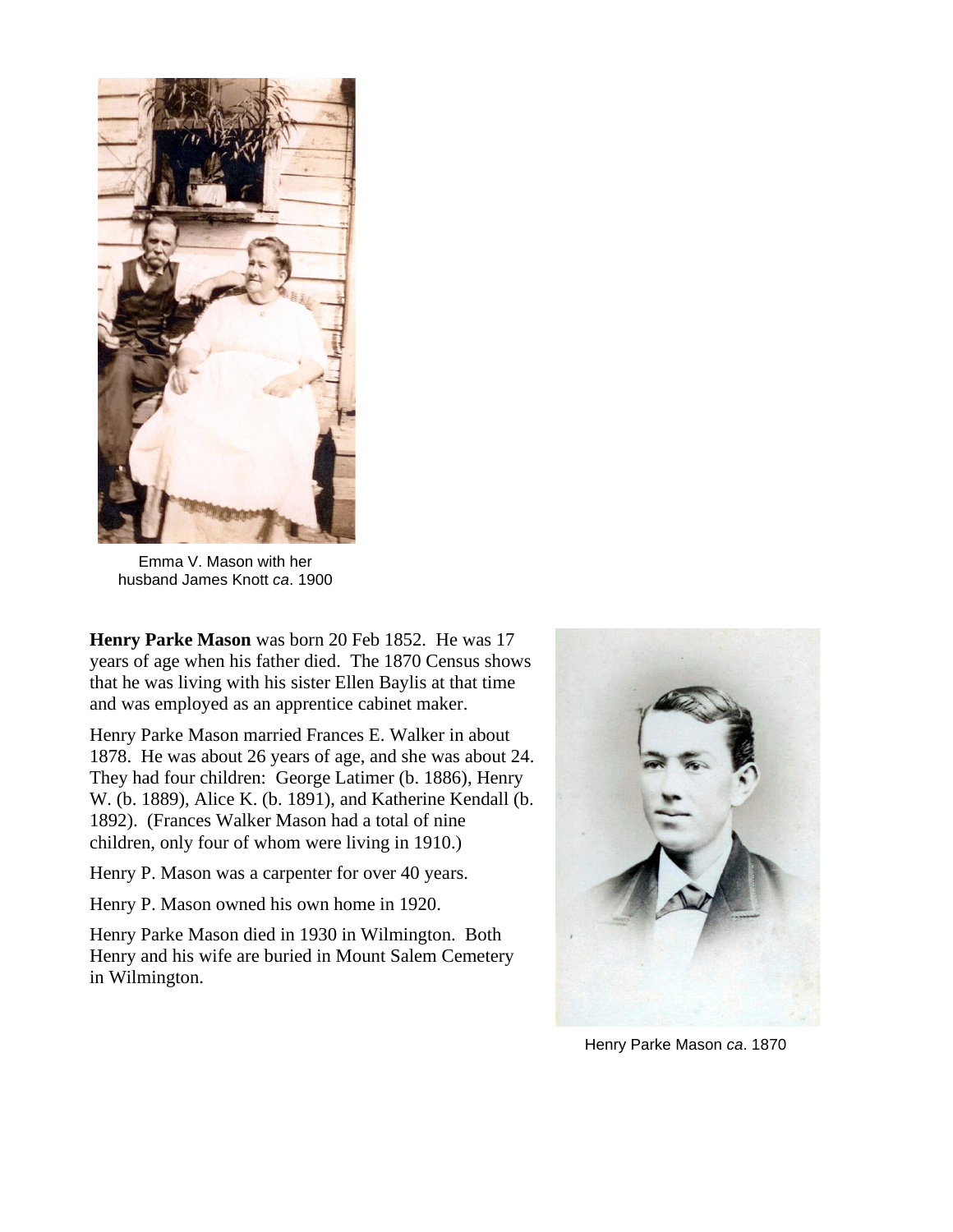Emma V. Mason with her husband James Knott *ca*. 1900

**Henry Parke Mason** was born 20 Feb 1852. He was 17 years of age when his father died. The 1870 Census shows that he was living with his sister Ellen Baylis at that time and was employed as an apprentice cabinet maker.

Henry Parke Mason married Frances E. Walker in about 1878. He was about 26 years of age, and she was about 24. They had four children: George Latimer (b. 1886), Henry W. (b. 1889), Alice K. (b. 1891), and Katherine Kendall (b. 1892). (Frances Walker Mason had a total of nine children, only four of whom were living in 1910.)

Henry P. Mason was a carpenter for over 40 years.

Henry P. Mason owned his own home in 1920.

Henry Parke Mason died in 1930 in Wilmington. Both Henry and his wife are buried in Mount Salem Cemetery in Wilmington.

Henry Parke Mason *ca*. 1870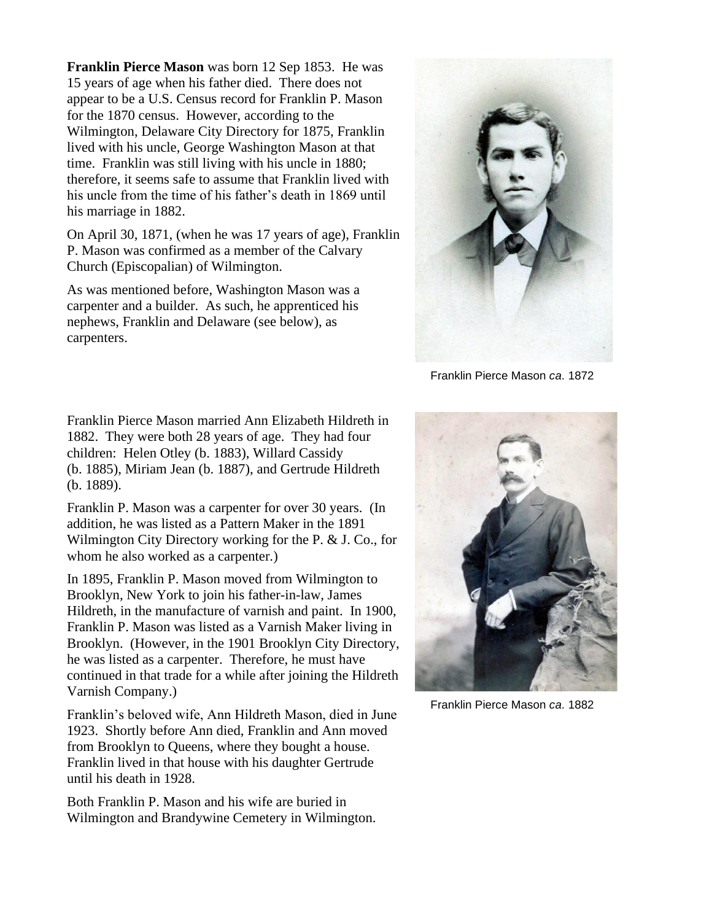**Franklin Pierce Mason** was born 12 Sep 1853. He was 15 years of age when his father died. There does not appear to be a U.S. Census record for Franklin P. Mason for the 1870 census. However, according to the Wilmington, Delaware City Directory for 1875, Franklin lived with his uncle, George Washington Mason at that time. Franklin was still living with his uncle in 1880; therefore, it seems safe to assume that Franklin lived with his uncle from the time of his father's death in 1869 until his marriage in 1882.

On April 30, 1871, (when he was 17 years of age), Franklin P. Mason was confirmed as a member of the Calvary Church (Episcopalian) of Wilmington.

As was mentioned before, Washington Mason was a carpenter and a builder. As such, he apprenticed his nephews, Franklin and Delaware (see below), as carpenters.

Franklin Pierce Mason *ca*. 1872

Franklin Pierce Mason married Ann Elizabeth Hildreth in 1882. They were both 28 years of age. They had four children: Helen Otley (b. 1883), Willard Cassidy (b. 1885), Miriam Jean (b. 1887), and Gertrude Hildreth (b. 1889).

Franklin P. Mason was a carpenter for over 30 years. (In addition, he was listed as a Pattern Maker in the 1891 Wilmington City Directory working for the P. & J. Co., for whom he also worked as a carpenter.)

In 1895, Franklin P. Mason moved from Wilmington to Brooklyn, New York to join his father-in-law, James Hildreth, in the manufacture of varnish and paint. In 1900, Franklin P. Mason was listed as a Varnish Maker living in Brooklyn. (However, in the 1901 Brooklyn City Directory, he was listed as a carpenter. Therefore, he must have continued in that trade for a while after joining the Hildreth Varnish Company.)

Franklin Pierce Mason *ca*. 1882

Franklin's beloved wife, Ann Hildreth Mason, died in June 1923. Shortly before Ann died, Franklin and Ann moved from Brooklyn to Queens, where they bought a house. Franklin lived in that house with his daughter Gertrude until his death in 1928.

Both Franklin P. Mason and his wife are buried in Wilmington and Brandywine Cemetery in Wilmington.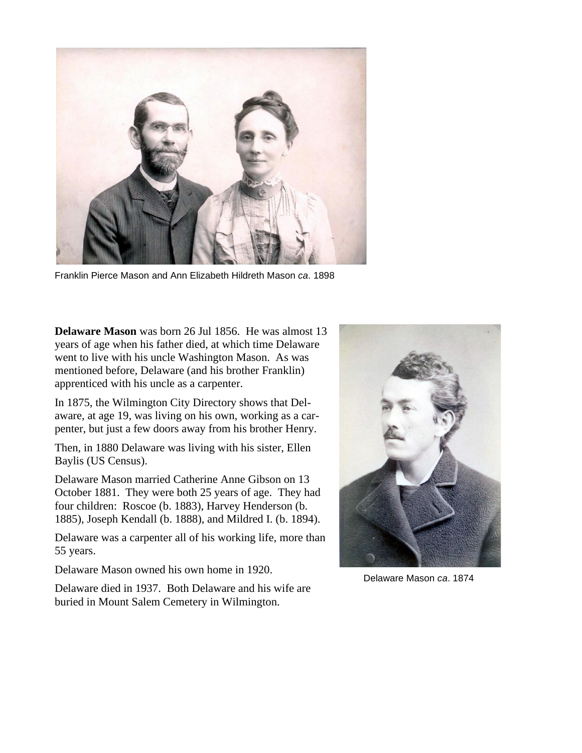Franklin Pierce Mason and Ann Elizabeth Hildreth Mason *ca*. 1898

**Delaware Mason** was born 26 Jul 1856. He was almost 13 years of age when his father died, at which time Delaware went to live with his uncle Washington Mason. As was mentioned before, Delaware (and his brother Franklin) apprenticed with his uncle as a carpenter.

In 1875, the Wilmington City Directory shows that Delaware, at age 19, was living on his own, working as a carpenter, but just a few doors away from his brother Henry.

Then, in 1880 Delaware was living with his sister, Ellen Baylis (US Census).

Delaware Mason married Catherine Anne Gibson on 13 October 1881. They were both 25 years of age. They had four children: Roscoe (b. 1883), Harvey Henderson (b. 1885), Joseph Kendall (b. 1888), and Mildred I. (b. 1894).

Delaware was a carpenter all of his working life, more than 55 years.

Delaware Mason owned his own home in 1920.

Delaware died in 1937. Both Delaware and his wife are buried in Mount Salem Cemetery in Wilmington.

Delaware Mason *ca*. 1874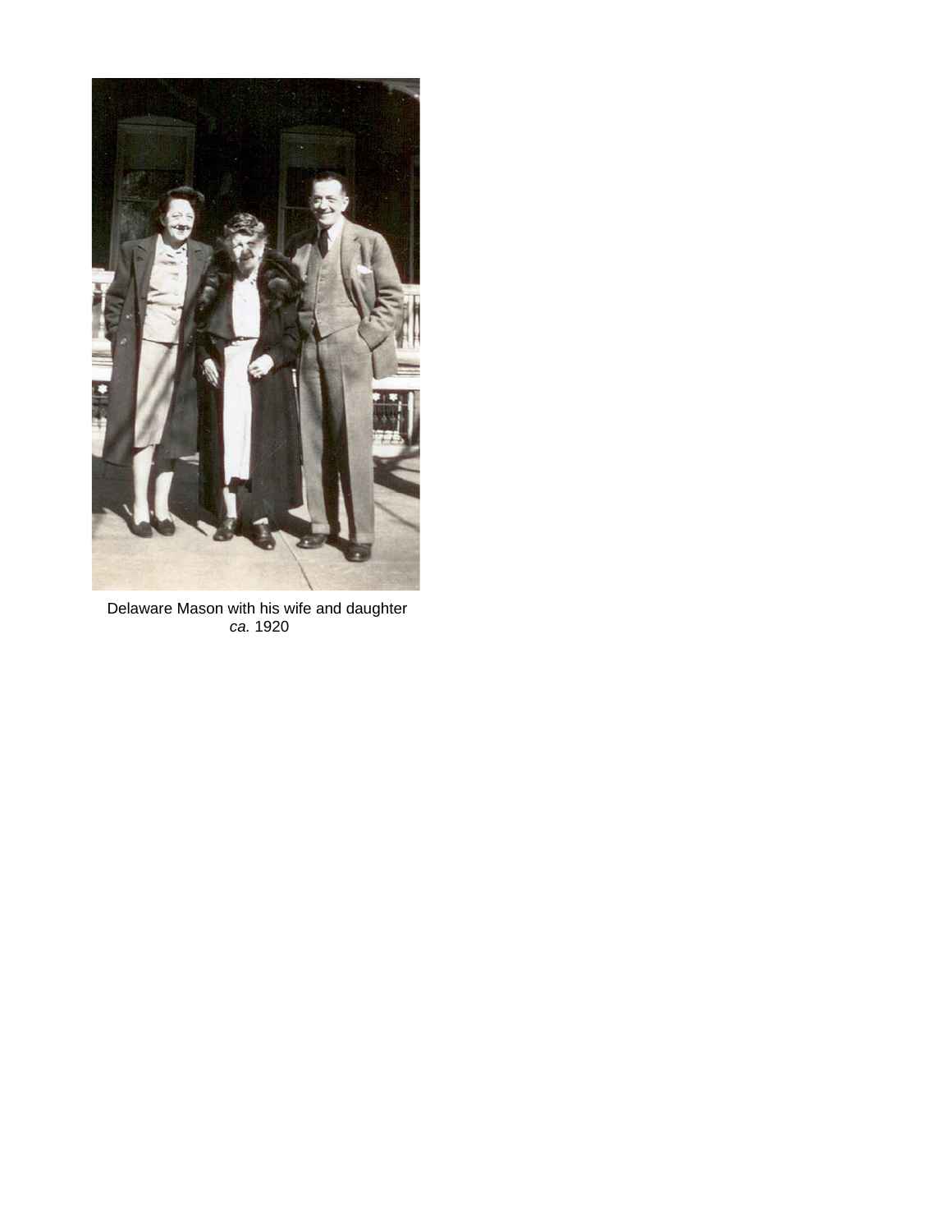Delaware Mason with his wife and daughter
*ca.* 1920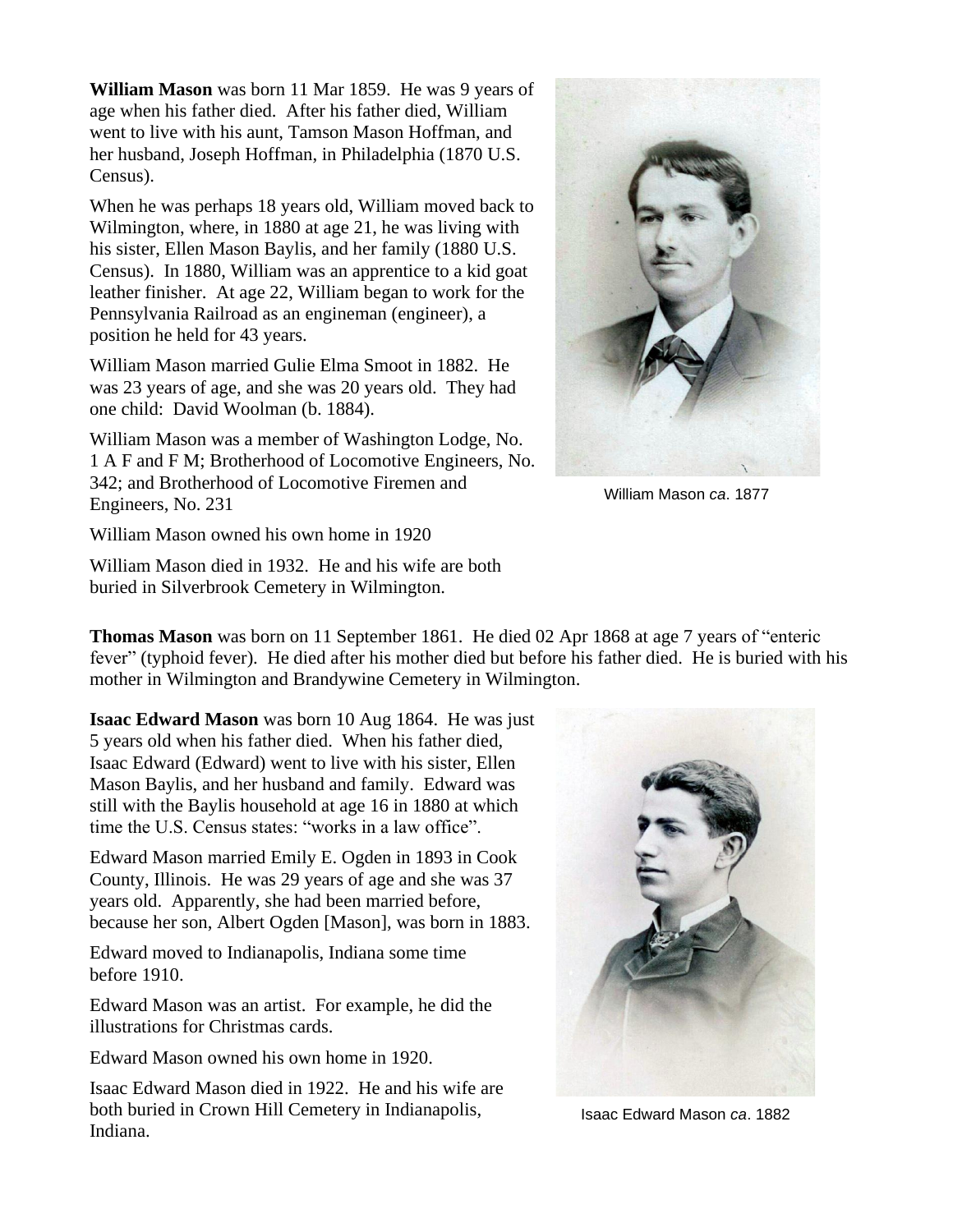**William Mason** was born 11 Mar 1859. He was 9 years of age when his father died. After his father died, William went to live with his aunt, Tamson Mason Hoffman, and her husband, Joseph Hoffman, in Philadelphia (1870 U.S. Census).

When he was perhaps 18 years old, William moved back to Wilmington, where, in 1880 at age 21, he was living with his sister, Ellen Mason Baylis, and her family (1880 U.S. Census). In 1880, William was an apprentice to a kid goat leather finisher. At age 22, William began to work for the Pennsylvania Railroad as an engineman (engineer), a position he held for 43 years.

William Mason married Gulie Elma Smoot in 1882. He was 23 years of age, and she was 20 years old. They had one child: David Woolman (b. 1884).

William Mason was a member of Washington Lodge, No. 1 A F and F M; Brotherhood of Locomotive Engineers, No. 342; and Brotherhood of Locomotive Firemen and Engineers, No. 231

William Mason owned his own home in 1920

William Mason died in 1932. He and his wife are both buried in Silverbrook Cemetery in Wilmington.

William Mason *ca*. 1877

**Thomas Mason** was born on 11 September 1861. He died 02 Apr 1868 at age 7 years of "enteric fever" (typhoid fever). He died after his mother died but before his father died. He is buried with his mother in Wilmington and Brandywine Cemetery in Wilmington.

**Isaac Edward Mason** was born 10 Aug 1864. He was just 5 years old when his father died. When his father died, Isaac Edward (Edward) went to live with his sister, Ellen Mason Baylis, and her husband and family. Edward was still with the Baylis household at age 16 in 1880 at which time the U.S. Census states: "works in a law office".

Edward Mason married Emily E. Ogden in 1893 in Cook County, Illinois. He was 29 years of age and she was 37 years old. Apparently, she had been married before, because her son, Albert Ogden [Mason], was born in 1883.

Edward moved to Indianapolis, Indiana some time before 1910.

Edward Mason was an artist. For example, he did the illustrations for Christmas cards.

Edward Mason owned his own home in 1920.

Isaac Edward Mason died in 1922. He and his wife are both buried in Crown Hill Cemetery in Indianapolis, Indiana.

Isaac Edward Mason *ca*. 1882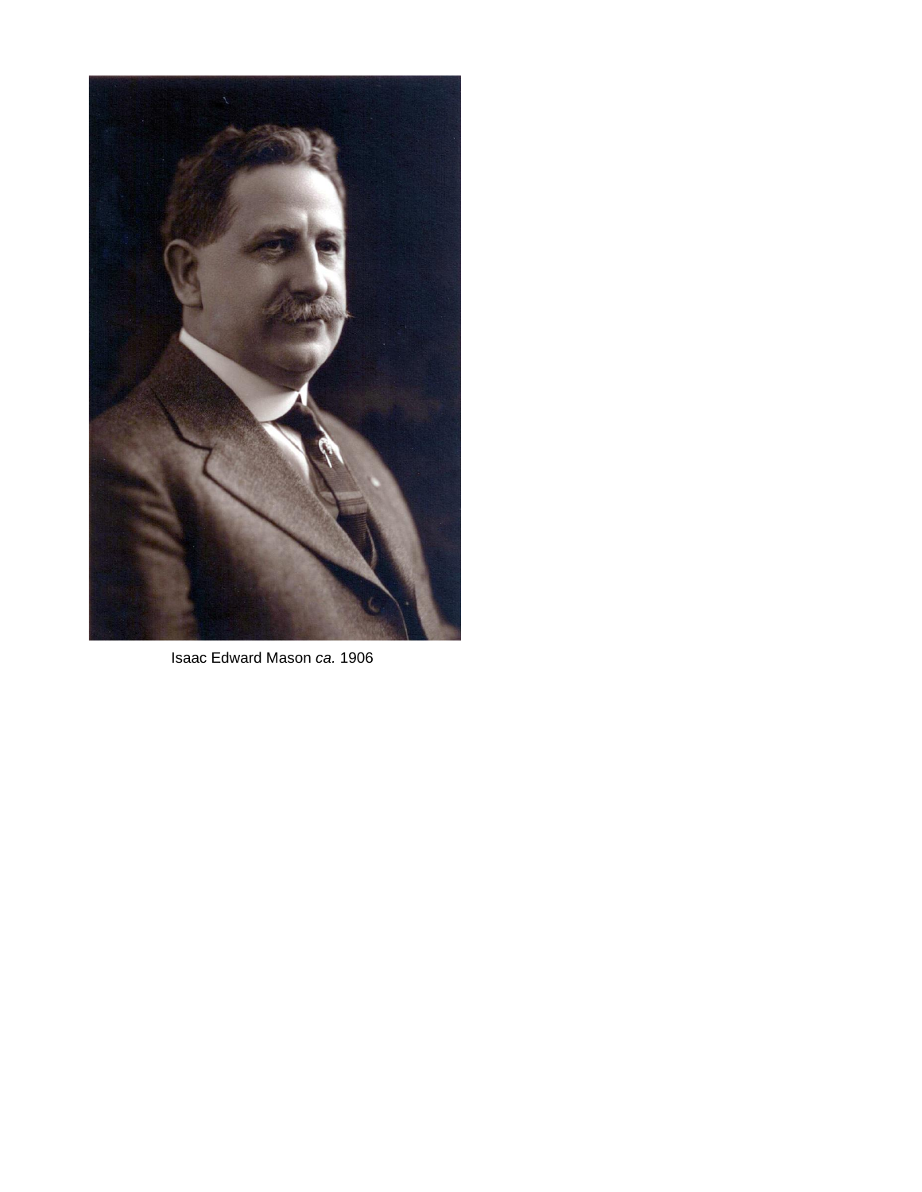Isaac Edward Mason *ca.* 1906